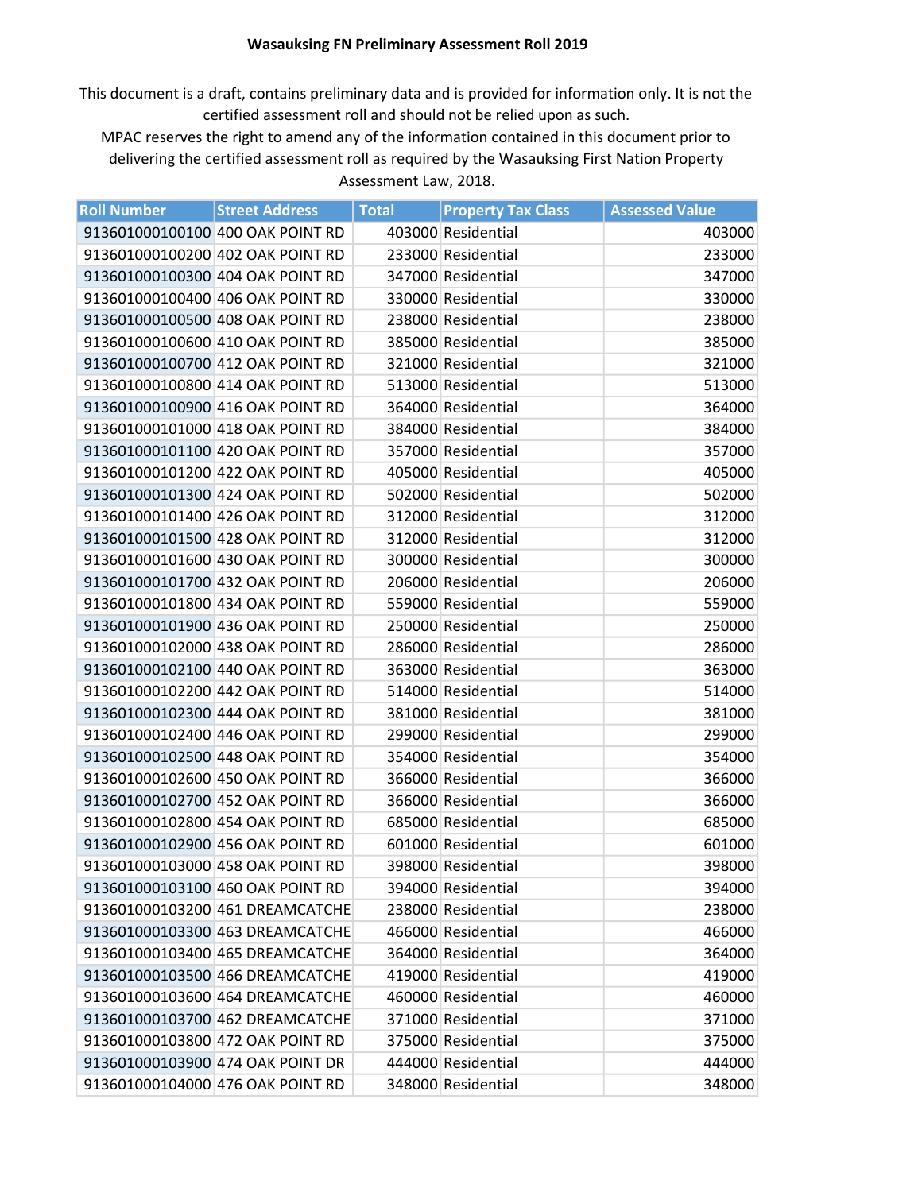**Wasauksing FN Preliminary Assessment Roll 2019**

This document is a draft, contains preliminary data and is provided for information only. It is not the certified assessment roll and should not be relied upon as such.
MPAC reserves the right to amend any of the information contained in this document prior to delivering the certified assessment roll as required by the Wasauksing First Nation Property Assessment Law, 2018.

| Roll Number | Street Address | Total | Property Tax Class | Assessed Value |
|---|---|---|---|---|
| 913601000100100 | 400 OAK POINT RD | 403000 | Residential | 403000 |
| 913601000100200 | 402 OAK POINT RD | 233000 | Residential | 233000 |
| 913601000100300 | 404 OAK POINT RD | 347000 | Residential | 347000 |
| 913601000100400 | 406 OAK POINT RD | 330000 | Residential | 330000 |
| 913601000100500 | 408 OAK POINT RD | 238000 | Residential | 238000 |
| 913601000100600 | 410 OAK POINT RD | 385000 | Residential | 385000 |
| 913601000100700 | 412 OAK POINT RD | 321000 | Residential | 321000 |
| 913601000100800 | 414 OAK POINT RD | 513000 | Residential | 513000 |
| 913601000100900 | 416 OAK POINT RD | 364000 | Residential | 364000 |
| 913601000101000 | 418 OAK POINT RD | 384000 | Residential | 384000 |
| 913601000101100 | 420 OAK POINT RD | 357000 | Residential | 357000 |
| 913601000101200 | 422 OAK POINT RD | 405000 | Residential | 405000 |
| 913601000101300 | 424 OAK POINT RD | 502000 | Residential | 502000 |
| 913601000101400 | 426 OAK POINT RD | 312000 | Residential | 312000 |
| 913601000101500 | 428 OAK POINT RD | 312000 | Residential | 312000 |
| 913601000101600 | 430 OAK POINT RD | 300000 | Residential | 300000 |
| 913601000101700 | 432 OAK POINT RD | 206000 | Residential | 206000 |
| 913601000101800 | 434 OAK POINT RD | 559000 | Residential | 559000 |
| 913601000101900 | 436 OAK POINT RD | 250000 | Residential | 250000 |
| 913601000102000 | 438 OAK POINT RD | 286000 | Residential | 286000 |
| 913601000102100 | 440 OAK POINT RD | 363000 | Residential | 363000 |
| 913601000102200 | 442 OAK POINT RD | 514000 | Residential | 514000 |
| 913601000102300 | 444 OAK POINT RD | 381000 | Residential | 381000 |
| 913601000102400 | 446 OAK POINT RD | 299000 | Residential | 299000 |
| 913601000102500 | 448 OAK POINT RD | 354000 | Residential | 354000 |
| 913601000102600 | 450 OAK POINT RD | 366000 | Residential | 366000 |
| 913601000102700 | 452 OAK POINT RD | 366000 | Residential | 366000 |
| 913601000102800 | 454 OAK POINT RD | 685000 | Residential | 685000 |
| 913601000102900 | 456 OAK POINT RD | 601000 | Residential | 601000 |
| 913601000103000 | 458 OAK POINT RD | 398000 | Residential | 398000 |
| 913601000103100 | 460 OAK POINT RD | 394000 | Residential | 394000 |
| 913601000103200 | 461 DREAMCATCHE | 238000 | Residential | 238000 |
| 913601000103300 | 463 DREAMCATCHE | 466000 | Residential | 466000 |
| 913601000103400 | 465 DREAMCATCHE | 364000 | Residential | 364000 |
| 913601000103500 | 466 DREAMCATCHE | 419000 | Residential | 419000 |
| 913601000103600 | 464 DREAMCATCHE | 460000 | Residential | 460000 |
| 913601000103700 | 462 DREAMCATCHE | 371000 | Residential | 371000 |
| 913601000103800 | 472 OAK POINT RD | 375000 | Residential | 375000 |
| 913601000103900 | 474 OAK POINT DR | 444000 | Residential | 444000 |
| 913601000104000 | 476 OAK POINT RD | 348000 | Residential | 348000 |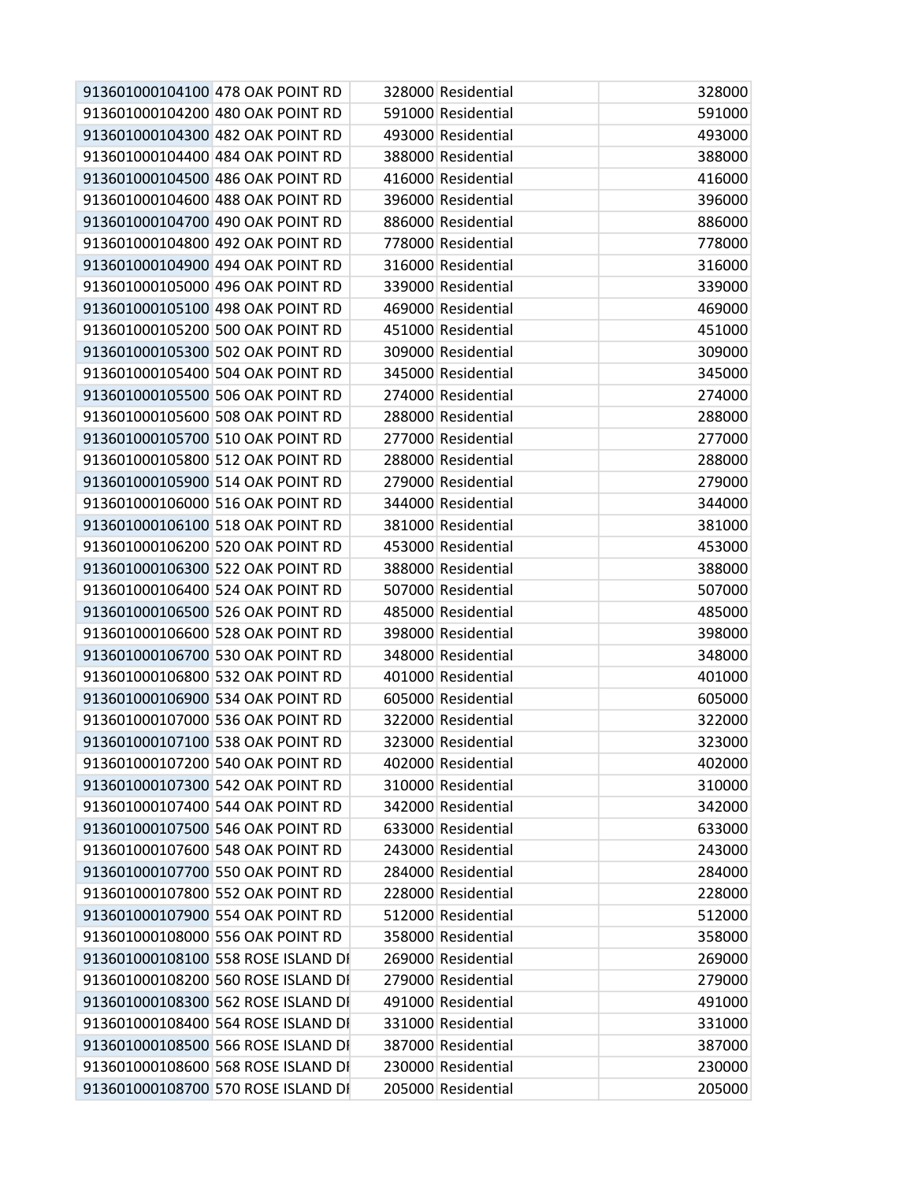| | | | | |
|---|---|---|---|---|
| 913601000104100 | 478 OAK POINT RD | 328000 | Residential | 328000 |
| 913601000104200 | 480 OAK POINT RD | 591000 | Residential | 591000 |
| 913601000104300 | 482 OAK POINT RD | 493000 | Residential | 493000 |
| 913601000104400 | 484 OAK POINT RD | 388000 | Residential | 388000 |
| 913601000104500 | 486 OAK POINT RD | 416000 | Residential | 416000 |
| 913601000104600 | 488 OAK POINT RD | 396000 | Residential | 396000 |
| 913601000104700 | 490 OAK POINT RD | 886000 | Residential | 886000 |
| 913601000104800 | 492 OAK POINT RD | 778000 | Residential | 778000 |
| 913601000104900 | 494 OAK POINT RD | 316000 | Residential | 316000 |
| 913601000105000 | 496 OAK POINT RD | 339000 | Residential | 339000 |
| 913601000105100 | 498 OAK POINT RD | 469000 | Residential | 469000 |
| 913601000105200 | 500 OAK POINT RD | 451000 | Residential | 451000 |
| 913601000105300 | 502 OAK POINT RD | 309000 | Residential | 309000 |
| 913601000105400 | 504 OAK POINT RD | 345000 | Residential | 345000 |
| 913601000105500 | 506 OAK POINT RD | 274000 | Residential | 274000 |
| 913601000105600 | 508 OAK POINT RD | 288000 | Residential | 288000 |
| 913601000105700 | 510 OAK POINT RD | 277000 | Residential | 277000 |
| 913601000105800 | 512 OAK POINT RD | 288000 | Residential | 288000 |
| 913601000105900 | 514 OAK POINT RD | 279000 | Residential | 279000 |
| 913601000106000 | 516 OAK POINT RD | 344000 | Residential | 344000 |
| 913601000106100 | 518 OAK POINT RD | 381000 | Residential | 381000 |
| 913601000106200 | 520 OAK POINT RD | 453000 | Residential | 453000 |
| 913601000106300 | 522 OAK POINT RD | 388000 | Residential | 388000 |
| 913601000106400 | 524 OAK POINT RD | 507000 | Residential | 507000 |
| 913601000106500 | 526 OAK POINT RD | 485000 | Residential | 485000 |
| 913601000106600 | 528 OAK POINT RD | 398000 | Residential | 398000 |
| 913601000106700 | 530 OAK POINT RD | 348000 | Residential | 348000 |
| 913601000106800 | 532 OAK POINT RD | 401000 | Residential | 401000 |
| 913601000106900 | 534 OAK POINT RD | 605000 | Residential | 605000 |
| 913601000107000 | 536 OAK POINT RD | 322000 | Residential | 322000 |
| 913601000107100 | 538 OAK POINT RD | 323000 | Residential | 323000 |
| 913601000107200 | 540 OAK POINT RD | 402000 | Residential | 402000 |
| 913601000107300 | 542 OAK POINT RD | 310000 | Residential | 310000 |
| 913601000107400 | 544 OAK POINT RD | 342000 | Residential | 342000 |
| 913601000107500 | 546 OAK POINT RD | 633000 | Residential | 633000 |
| 913601000107600 | 548 OAK POINT RD | 243000 | Residential | 243000 |
| 913601000107700 | 550 OAK POINT RD | 284000 | Residential | 284000 |
| 913601000107800 | 552 OAK POINT RD | 228000 | Residential | 228000 |
| 913601000107900 | 554 OAK POINT RD | 512000 | Residential | 512000 |
| 913601000108000 | 556 OAK POINT RD | 358000 | Residential | 358000 |
| 913601000108100 | 558 ROSE ISLAND DI | 269000 | Residential | 269000 |
| 913601000108200 | 560 ROSE ISLAND DI | 279000 | Residential | 279000 |
| 913601000108300 | 562 ROSE ISLAND DI | 491000 | Residential | 491000 |
| 913601000108400 | 564 ROSE ISLAND DI | 331000 | Residential | 331000 |
| 913601000108500 | 566 ROSE ISLAND DI | 387000 | Residential | 387000 |
| 913601000108600 | 568 ROSE ISLAND DI | 230000 | Residential | 230000 |
| 913601000108700 | 570 ROSE ISLAND DI | 205000 | Residential | 205000 |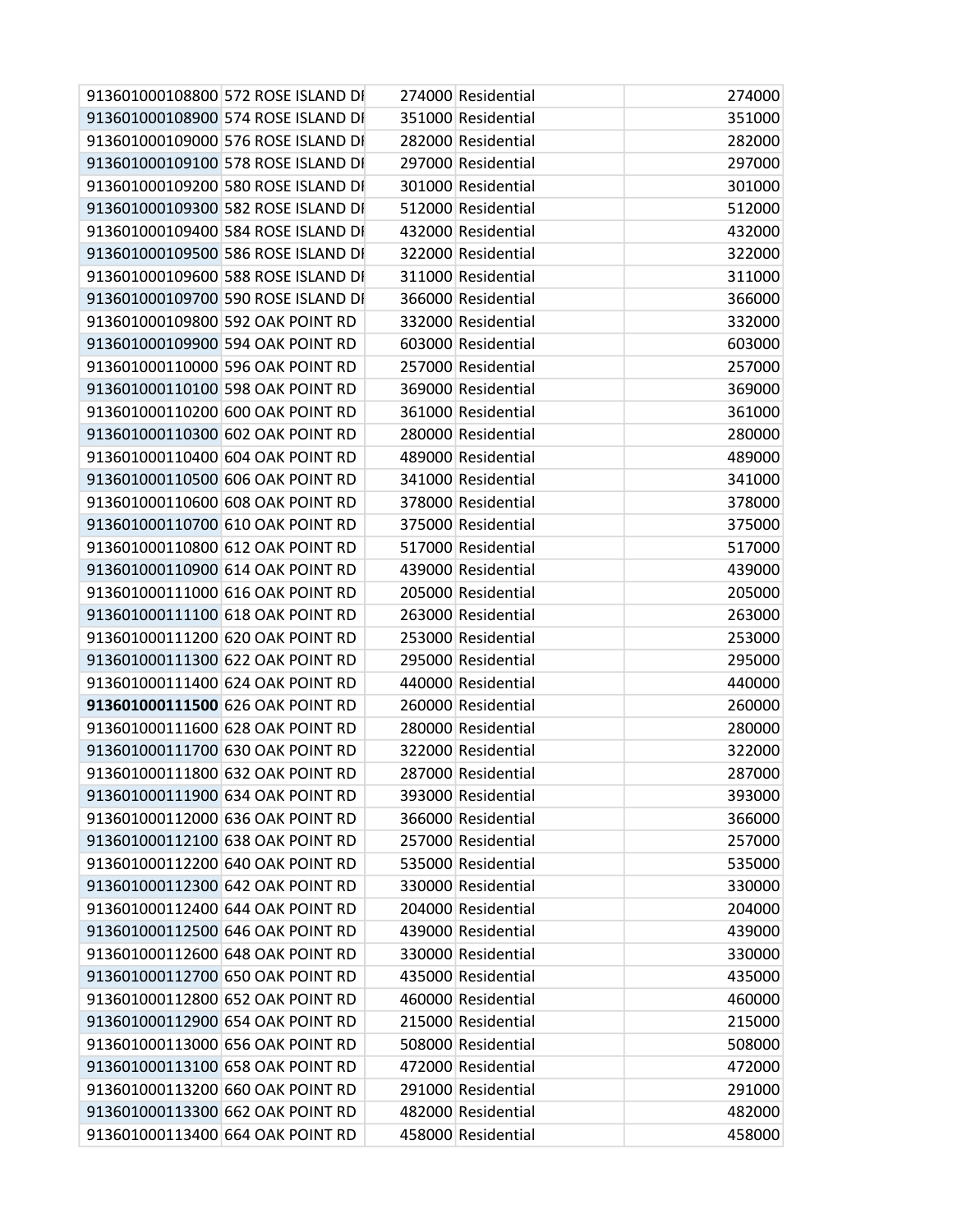| | | | | | |
|---|---|---|---|---|---|
| 913601000108800 | 572 ROSE ISLAND DI | 274000 | Residential | | 274000 |
| 913601000108900 | 574 ROSE ISLAND DI | 351000 | Residential | | 351000 |
| 913601000109000 | 576 ROSE ISLAND DI | 282000 | Residential | | 282000 |
| 913601000109100 | 578 ROSE ISLAND DI | 297000 | Residential | | 297000 |
| 913601000109200 | 580 ROSE ISLAND DI | 301000 | Residential | | 301000 |
| 913601000109300 | 582 ROSE ISLAND DI | 512000 | Residential | | 512000 |
| 913601000109400 | 584 ROSE ISLAND DI | 432000 | Residential | | 432000 |
| 913601000109500 | 586 ROSE ISLAND DI | 322000 | Residential | | 322000 |
| 913601000109600 | 588 ROSE ISLAND DI | 311000 | Residential | | 311000 |
| 913601000109700 | 590 ROSE ISLAND DI | 366000 | Residential | | 366000 |
| 913601000109800 | 592 OAK POINT RD | 332000 | Residential | | 332000 |
| 913601000109900 | 594 OAK POINT RD | 603000 | Residential | | 603000 |
| 913601000110000 | 596 OAK POINT RD | 257000 | Residential | | 257000 |
| 913601000110100 | 598 OAK POINT RD | 369000 | Residential | | 369000 |
| 913601000110200 | 600 OAK POINT RD | 361000 | Residential | | 361000 |
| 913601000110300 | 602 OAK POINT RD | 280000 | Residential | | 280000 |
| 913601000110400 | 604 OAK POINT RD | 489000 | Residential | | 489000 |
| 913601000110500 | 606 OAK POINT RD | 341000 | Residential | | 341000 |
| 913601000110600 | 608 OAK POINT RD | 378000 | Residential | | 378000 |
| 913601000110700 | 610 OAK POINT RD | 375000 | Residential | | 375000 |
| 913601000110800 | 612 OAK POINT RD | 517000 | Residential | | 517000 |
| 913601000110900 | 614 OAK POINT RD | 439000 | Residential | | 439000 |
| 913601000111000 | 616 OAK POINT RD | 205000 | Residential | | 205000 |
| 913601000111100 | 618 OAK POINT RD | 263000 | Residential | | 263000 |
| 913601000111200 | 620 OAK POINT RD | 253000 | Residential | | 253000 |
| 913601000111300 | 622 OAK POINT RD | 295000 | Residential | | 295000 |
| 913601000111400 | 624 OAK POINT RD | 440000 | Residential | | 440000 |
| **913601000111500** | 626 OAK POINT RD | 260000 | Residential | | 260000 |
| 913601000111600 | 628 OAK POINT RD | 280000 | Residential | | 280000 |
| 913601000111700 | 630 OAK POINT RD | 322000 | Residential | | 322000 |
| 913601000111800 | 632 OAK POINT RD | 287000 | Residential | | 287000 |
| 913601000111900 | 634 OAK POINT RD | 393000 | Residential | | 393000 |
| 913601000112000 | 636 OAK POINT RD | 366000 | Residential | | 366000 |
| 913601000112100 | 638 OAK POINT RD | 257000 | Residential | | 257000 |
| 913601000112200 | 640 OAK POINT RD | 535000 | Residential | | 535000 |
| 913601000112300 | 642 OAK POINT RD | 330000 | Residential | | 330000 |
| 913601000112400 | 644 OAK POINT RD | 204000 | Residential | | 204000 |
| 913601000112500 | 646 OAK POINT RD | 439000 | Residential | | 439000 |
| 913601000112600 | 648 OAK POINT RD | 330000 | Residential | | 330000 |
| 913601000112700 | 650 OAK POINT RD | 435000 | Residential | | 435000 |
| 913601000112800 | 652 OAK POINT RD | 460000 | Residential | | 460000 |
| 913601000112900 | 654 OAK POINT RD | 215000 | Residential | | 215000 |
| 913601000113000 | 656 OAK POINT RD | 508000 | Residential | | 508000 |
| 913601000113100 | 658 OAK POINT RD | 472000 | Residential | | 472000 |
| 913601000113200 | 660 OAK POINT RD | 291000 | Residential | | 291000 |
| 913601000113300 | 662 OAK POINT RD | 482000 | Residential | | 482000 |
| 913601000113400 | 664 OAK POINT RD | 458000 | Residential | | 458000 |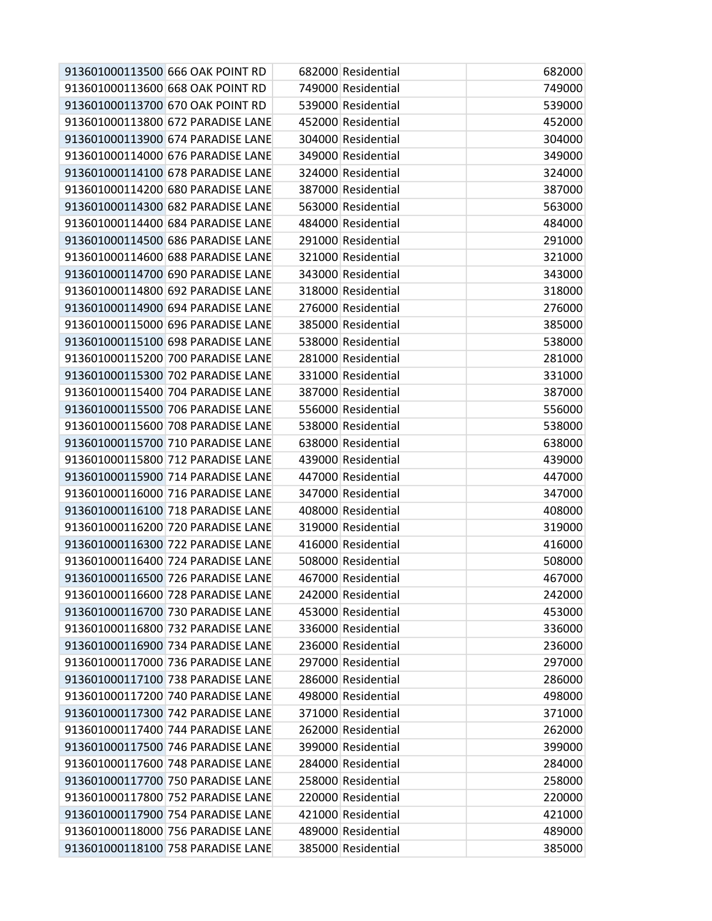| | | | | |
|---|---|---|---|---|
| 913601000113500 | 666 OAK POINT RD | 682000 | Residential | 682000 |
| 913601000113600 | 668 OAK POINT RD | 749000 | Residential | 749000 |
| 913601000113700 | 670 OAK POINT RD | 539000 | Residential | 539000 |
| 913601000113800 | 672 PARADISE LANE | 452000 | Residential | 452000 |
| 913601000113900 | 674 PARADISE LANE | 304000 | Residential | 304000 |
| 913601000114000 | 676 PARADISE LANE | 349000 | Residential | 349000 |
| 913601000114100 | 678 PARADISE LANE | 324000 | Residential | 324000 |
| 913601000114200 | 680 PARADISE LANE | 387000 | Residential | 387000 |
| 913601000114300 | 682 PARADISE LANE | 563000 | Residential | 563000 |
| 913601000114400 | 684 PARADISE LANE | 484000 | Residential | 484000 |
| 913601000114500 | 686 PARADISE LANE | 291000 | Residential | 291000 |
| 913601000114600 | 688 PARADISE LANE | 321000 | Residential | 321000 |
| 913601000114700 | 690 PARADISE LANE | 343000 | Residential | 343000 |
| 913601000114800 | 692 PARADISE LANE | 318000 | Residential | 318000 |
| 913601000114900 | 694 PARADISE LANE | 276000 | Residential | 276000 |
| 913601000115000 | 696 PARADISE LANE | 385000 | Residential | 385000 |
| 913601000115100 | 698 PARADISE LANE | 538000 | Residential | 538000 |
| 913601000115200 | 700 PARADISE LANE | 281000 | Residential | 281000 |
| 913601000115300 | 702 PARADISE LANE | 331000 | Residential | 331000 |
| 913601000115400 | 704 PARADISE LANE | 387000 | Residential | 387000 |
| 913601000115500 | 706 PARADISE LANE | 556000 | Residential | 556000 |
| 913601000115600 | 708 PARADISE LANE | 538000 | Residential | 538000 |
| 913601000115700 | 710 PARADISE LANE | 638000 | Residential | 638000 |
| 913601000115800 | 712 PARADISE LANE | 439000 | Residential | 439000 |
| 913601000115900 | 714 PARADISE LANE | 447000 | Residential | 447000 |
| 913601000116000 | 716 PARADISE LANE | 347000 | Residential | 347000 |
| 913601000116100 | 718 PARADISE LANE | 408000 | Residential | 408000 |
| 913601000116200 | 720 PARADISE LANE | 319000 | Residential | 319000 |
| 913601000116300 | 722 PARADISE LANE | 416000 | Residential | 416000 |
| 913601000116400 | 724 PARADISE LANE | 508000 | Residential | 508000 |
| 913601000116500 | 726 PARADISE LANE | 467000 | Residential | 467000 |
| 913601000116600 | 728 PARADISE LANE | 242000 | Residential | 242000 |
| 913601000116700 | 730 PARADISE LANE | 453000 | Residential | 453000 |
| 913601000116800 | 732 PARADISE LANE | 336000 | Residential | 336000 |
| 913601000116900 | 734 PARADISE LANE | 236000 | Residential | 236000 |
| 913601000117000 | 736 PARADISE LANE | 297000 | Residential | 297000 |
| 913601000117100 | 738 PARADISE LANE | 286000 | Residential | 286000 |
| 913601000117200 | 740 PARADISE LANE | 498000 | Residential | 498000 |
| 913601000117300 | 742 PARADISE LANE | 371000 | Residential | 371000 |
| 913601000117400 | 744 PARADISE LANE | 262000 | Residential | 262000 |
| 913601000117500 | 746 PARADISE LANE | 399000 | Residential | 399000 |
| 913601000117600 | 748 PARADISE LANE | 284000 | Residential | 284000 |
| 913601000117700 | 750 PARADISE LANE | 258000 | Residential | 258000 |
| 913601000117800 | 752 PARADISE LANE | 220000 | Residential | 220000 |
| 913601000117900 | 754 PARADISE LANE | 421000 | Residential | 421000 |
| 913601000118000 | 756 PARADISE LANE | 489000 | Residential | 489000 |
| 913601000118100 | 758 PARADISE LANE | 385000 | Residential | 385000 |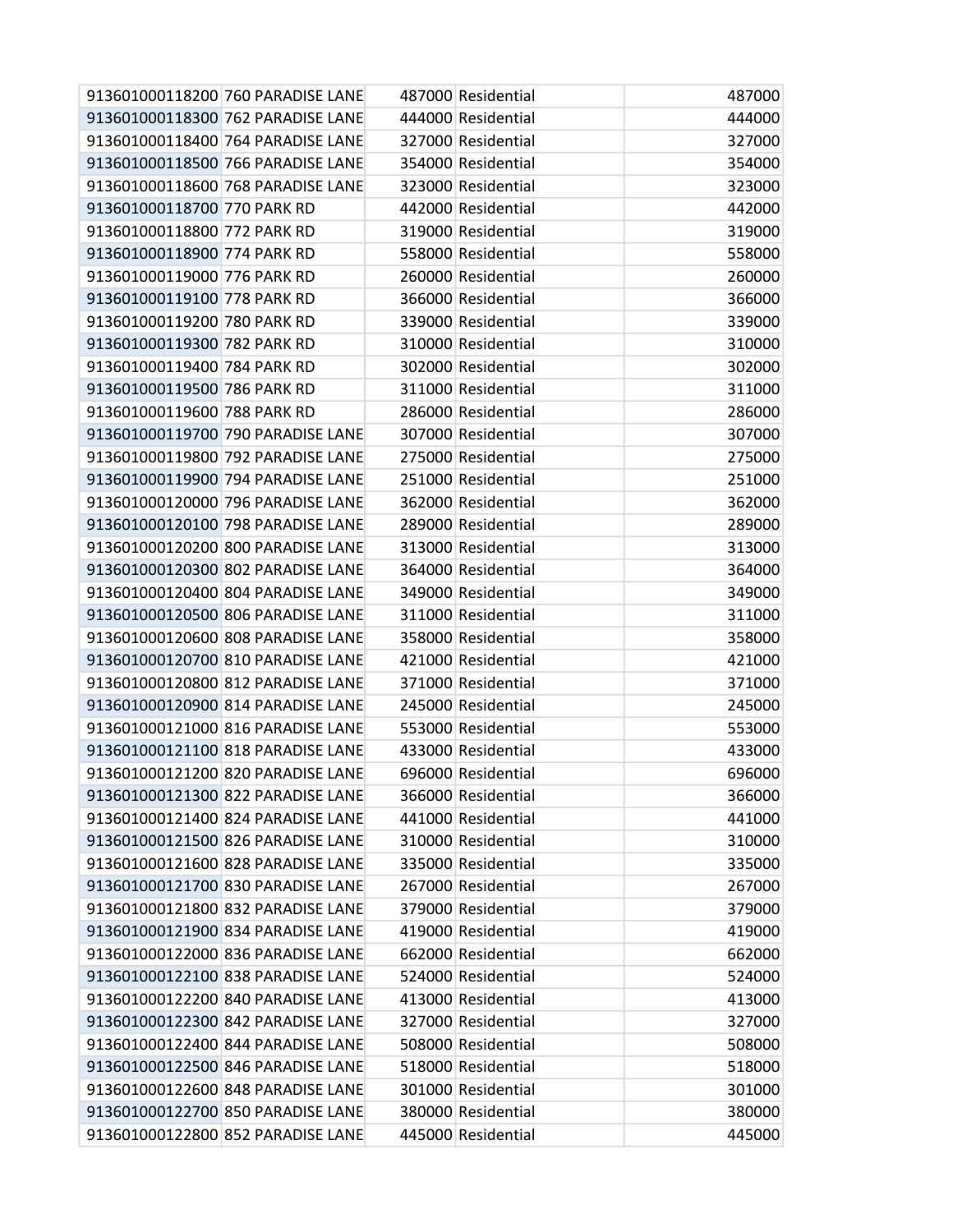| | | | | |
|---|---|---|---|---|
| 913601000118200 | 760 PARADISE LANE | 487000 | Residential | 487000 |
| 913601000118300 | 762 PARADISE LANE | 444000 | Residential | 444000 |
| 913601000118400 | 764 PARADISE LANE | 327000 | Residential | 327000 |
| 913601000118500 | 766 PARADISE LANE | 354000 | Residential | 354000 |
| 913601000118600 | 768 PARADISE LANE | 323000 | Residential | 323000 |
| 913601000118700 | 770 PARK RD | 442000 | Residential | 442000 |
| 913601000118800 | 772 PARK RD | 319000 | Residential | 319000 |
| 913601000118900 | 774 PARK RD | 558000 | Residential | 558000 |
| 913601000119000 | 776 PARK RD | 260000 | Residential | 260000 |
| 913601000119100 | 778 PARK RD | 366000 | Residential | 366000 |
| 913601000119200 | 780 PARK RD | 339000 | Residential | 339000 |
| 913601000119300 | 782 PARK RD | 310000 | Residential | 310000 |
| 913601000119400 | 784 PARK RD | 302000 | Residential | 302000 |
| 913601000119500 | 786 PARK RD | 311000 | Residential | 311000 |
| 913601000119600 | 788 PARK RD | 286000 | Residential | 286000 |
| 913601000119700 | 790 PARADISE LANE | 307000 | Residential | 307000 |
| 913601000119800 | 792 PARADISE LANE | 275000 | Residential | 275000 |
| 913601000119900 | 794 PARADISE LANE | 251000 | Residential | 251000 |
| 913601000120000 | 796 PARADISE LANE | 362000 | Residential | 362000 |
| 913601000120100 | 798 PARADISE LANE | 289000 | Residential | 289000 |
| 913601000120200 | 800 PARADISE LANE | 313000 | Residential | 313000 |
| 913601000120300 | 802 PARADISE LANE | 364000 | Residential | 364000 |
| 913601000120400 | 804 PARADISE LANE | 349000 | Residential | 349000 |
| 913601000120500 | 806 PARADISE LANE | 311000 | Residential | 311000 |
| 913601000120600 | 808 PARADISE LANE | 358000 | Residential | 358000 |
| 913601000120700 | 810 PARADISE LANE | 421000 | Residential | 421000 |
| 913601000120800 | 812 PARADISE LANE | 371000 | Residential | 371000 |
| 913601000120900 | 814 PARADISE LANE | 245000 | Residential | 245000 |
| 913601000121000 | 816 PARADISE LANE | 553000 | Residential | 553000 |
| 913601000121100 | 818 PARADISE LANE | 433000 | Residential | 433000 |
| 913601000121200 | 820 PARADISE LANE | 696000 | Residential | 696000 |
| 913601000121300 | 822 PARADISE LANE | 366000 | Residential | 366000 |
| 913601000121400 | 824 PARADISE LANE | 441000 | Residential | 441000 |
| 913601000121500 | 826 PARADISE LANE | 310000 | Residential | 310000 |
| 913601000121600 | 828 PARADISE LANE | 335000 | Residential | 335000 |
| 913601000121700 | 830 PARADISE LANE | 267000 | Residential | 267000 |
| 913601000121800 | 832 PARADISE LANE | 379000 | Residential | 379000 |
| 913601000121900 | 834 PARADISE LANE | 419000 | Residential | 419000 |
| 913601000122000 | 836 PARADISE LANE | 662000 | Residential | 662000 |
| 913601000122100 | 838 PARADISE LANE | 524000 | Residential | 524000 |
| 913601000122200 | 840 PARADISE LANE | 413000 | Residential | 413000 |
| 913601000122300 | 842 PARADISE LANE | 327000 | Residential | 327000 |
| 913601000122400 | 844 PARADISE LANE | 508000 | Residential | 508000 |
| 913601000122500 | 846 PARADISE LANE | 518000 | Residential | 518000 |
| 913601000122600 | 848 PARADISE LANE | 301000 | Residential | 301000 |
| 913601000122700 | 850 PARADISE LANE | 380000 | Residential | 380000 |
| 913601000122800 | 852 PARADISE LANE | 445000 | Residential | 445000 |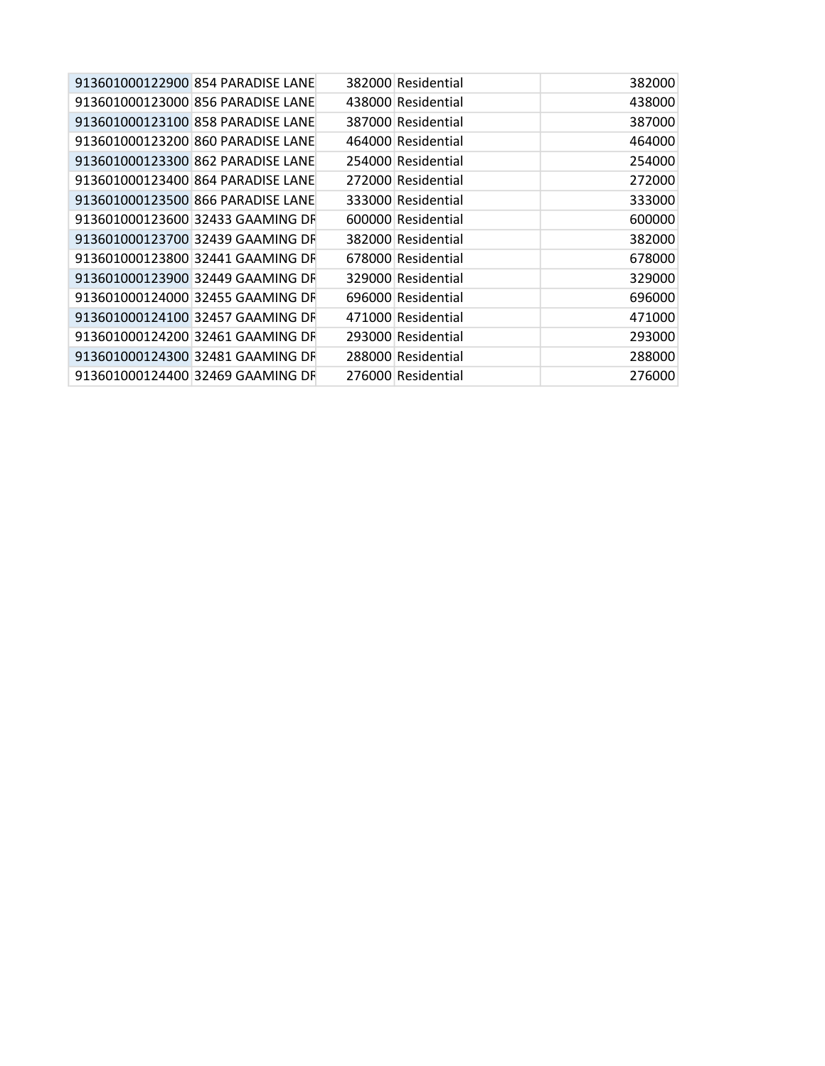| | | | | |
|---|---|---|---|---|
| 913601000122900 | 854 PARADISE LANE | 382000 | Residential | 382000 |
| 913601000123000 | 856 PARADISE LANE | 438000 | Residential | 438000 |
| 913601000123100 | 858 PARADISE LANE | 387000 | Residential | 387000 |
| 913601000123200 | 860 PARADISE LANE | 464000 | Residential | 464000 |
| 913601000123300 | 862 PARADISE LANE | 254000 | Residential | 254000 |
| 913601000123400 | 864 PARADISE LANE | 272000 | Residential | 272000 |
| 913601000123500 | 866 PARADISE LANE | 333000 | Residential | 333000 |
| 913601000123600 | 32433 GAAMING DR | 600000 | Residential | 600000 |
| 913601000123700 | 32439 GAAMING DR | 382000 | Residential | 382000 |
| 913601000123800 | 32441 GAAMING DR | 678000 | Residential | 678000 |
| 913601000123900 | 32449 GAAMING DR | 329000 | Residential | 329000 |
| 913601000124000 | 32455 GAAMING DR | 696000 | Residential | 696000 |
| 913601000124100 | 32457 GAAMING DR | 471000 | Residential | 471000 |
| 913601000124200 | 32461 GAAMING DR | 293000 | Residential | 293000 |
| 913601000124300 | 32481 GAAMING DR | 288000 | Residential | 288000 |
| 913601000124400 | 32469 GAAMING DR | 276000 | Residential | 276000 |